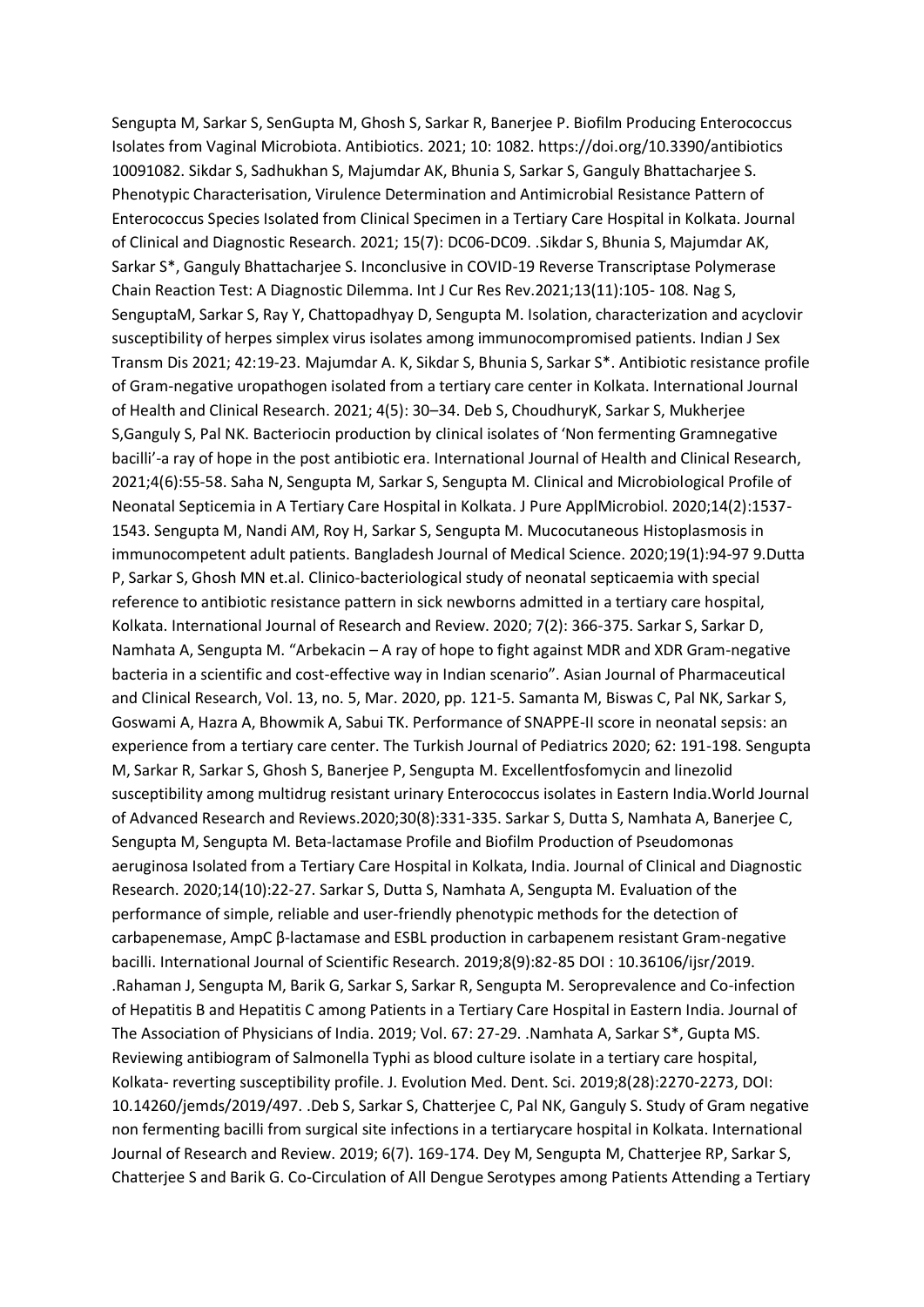Sengupta M, Sarkar S, SenGupta M, Ghosh S, Sarkar R, Banerjee P. Biofilm Producing Enterococcus Isolates from Vaginal Microbiota. Antibiotics. 2021; 10: 1082. https://doi.org/10.3390/antibiotics 10091082. Sikdar S, Sadhukhan S, Majumdar AK, Bhunia S, Sarkar S, Ganguly Bhattacharjee S. Phenotypic Characterisation, Virulence Determination and Antimicrobial Resistance Pattern of Enterococcus Species Isolated from Clinical Specimen in a Tertiary Care Hospital in Kolkata. Journal of Clinical and Diagnostic Research. 2021; 15(7): DC06-DC09. .Sikdar S, Bhunia S, Majumdar AK, Sarkar S*, Ganguly Bhattacharjee S. Inconclusive in COVID-19 Reverse Transcriptase Polymerase Chain Reaction Test: A Diagnostic Dilemma. Int J Cur Res Rev.2021;13(11):105- 108. Nag S, SenguptaM, Sarkar S, Ray Y, Chattopadhyay D, Sengupta M. Isolation, characterization and acyclovir susceptibility of herpes simplex virus isolates among immunocompromised patients. Indian J Sex Transm Dis 2021; 42:19-23. Majumdar A. K, Sikdar S, Bhunia S, Sarkar S*. Antibiotic resistance profile of Gram-negative uropathogen isolated from a tertiary care center in Kolkata. International Journal of Health and Clinical Research. 2021; 4(5): 30–34. Deb S, ChoudhuryK, Sarkar S, Mukherjee S,Ganguly S, Pal NK. Bacteriocin production by clinical isolates of 'Non fermenting Gramnegative bacilli'-a ray of hope in the post antibiotic era. International Journal of Health and Clinical Research, 2021;4(6):55-58. Saha N, Sengupta M, Sarkar S, Sengupta M. Clinical and Microbiological Profile of Neonatal Septicemia in A Tertiary Care Hospital in Kolkata. J Pure ApplMicrobiol. 2020;14(2):1537-1543. Sengupta M, Nandi AM, Roy H, Sarkar S, Sengupta M. Mucocutaneous Histoplasmosis in immunocompetent adult patients. Bangladesh Journal of Medical Science. 2020;19(1):94-97 9.Dutta P, Sarkar S, Ghosh MN et.al. Clinico-bacteriological study of neonatal septicaemia with special reference to antibiotic resistance pattern in sick newborns admitted in a tertiary care hospital, Kolkata. International Journal of Research and Review. 2020; 7(2): 366-375. Sarkar S, Sarkar D, Namhata A, Sengupta M. "Arbekacin – A ray of hope to fight against MDR and XDR Gram-negative bacteria in a scientific and cost-effective way in Indian scenario". Asian Journal of Pharmaceutical and Clinical Research, Vol. 13, no. 5, Mar. 2020, pp. 121-5. Samanta M, Biswas C, Pal NK, Sarkar S, Goswami A, Hazra A, Bhowmik A, Sabui TK. Performance of SNAPPE-II score in neonatal sepsis: an experience from a tertiary care center. The Turkish Journal of Pediatrics 2020; 62: 191-198. Sengupta M, Sarkar R, Sarkar S, Ghosh S, Banerjee P, Sengupta M. Excellentfosfomycin and linezolid susceptibility among multidrug resistant urinary Enterococcus isolates in Eastern India.World Journal of Advanced Research and Reviews.2020;30(8):331-335. Sarkar S, Dutta S, Namhata A, Banerjee C, Sengupta M, Sengupta M. Beta-lactamase Profile and Biofilm Production of Pseudomonas aeruginosa Isolated from a Tertiary Care Hospital in Kolkata, India. Journal of Clinical and Diagnostic Research. 2020;14(10):22-27. Sarkar S, Dutta S, Namhata A, Sengupta M. Evaluation of the performance of simple, reliable and user-friendly phenotypic methods for the detection of carbapenemase, AmpC β-lactamase and ESBL production in carbapenem resistant Gram-negative bacilli. International Journal of Scientific Research. 2019;8(9):82-85 DOI : 10.36106/ijsr/2019. .Rahaman J, Sengupta M, Barik G, Sarkar S, Sarkar R, Sengupta M. Seroprevalence and Co-infection of Hepatitis B and Hepatitis C among Patients in a Tertiary Care Hospital in Eastern India. Journal of The Association of Physicians of India. 2019; Vol. 67: 27-29. .Namhata A, Sarkar S*, Gupta MS. Reviewing antibiogram of Salmonella Typhi as blood culture isolate in a tertiary care hospital, Kolkata- reverting susceptibility profile. J. Evolution Med. Dent. Sci. 2019;8(28):2270-2273, DOI: 10.14260/jemds/2019/497. .Deb S, Sarkar S, Chatterjee C, Pal NK, Ganguly S. Study of Gram negative non fermenting bacilli from surgical site infections in a tertiarycare hospital in Kolkata. International Journal of Research and Review. 2019; 6(7). 169-174. Dey M, Sengupta M, Chatterjee RP, Sarkar S, Chatterjee S and Barik G. Co-Circulation of All Dengue Serotypes among Patients Attending a Tertiary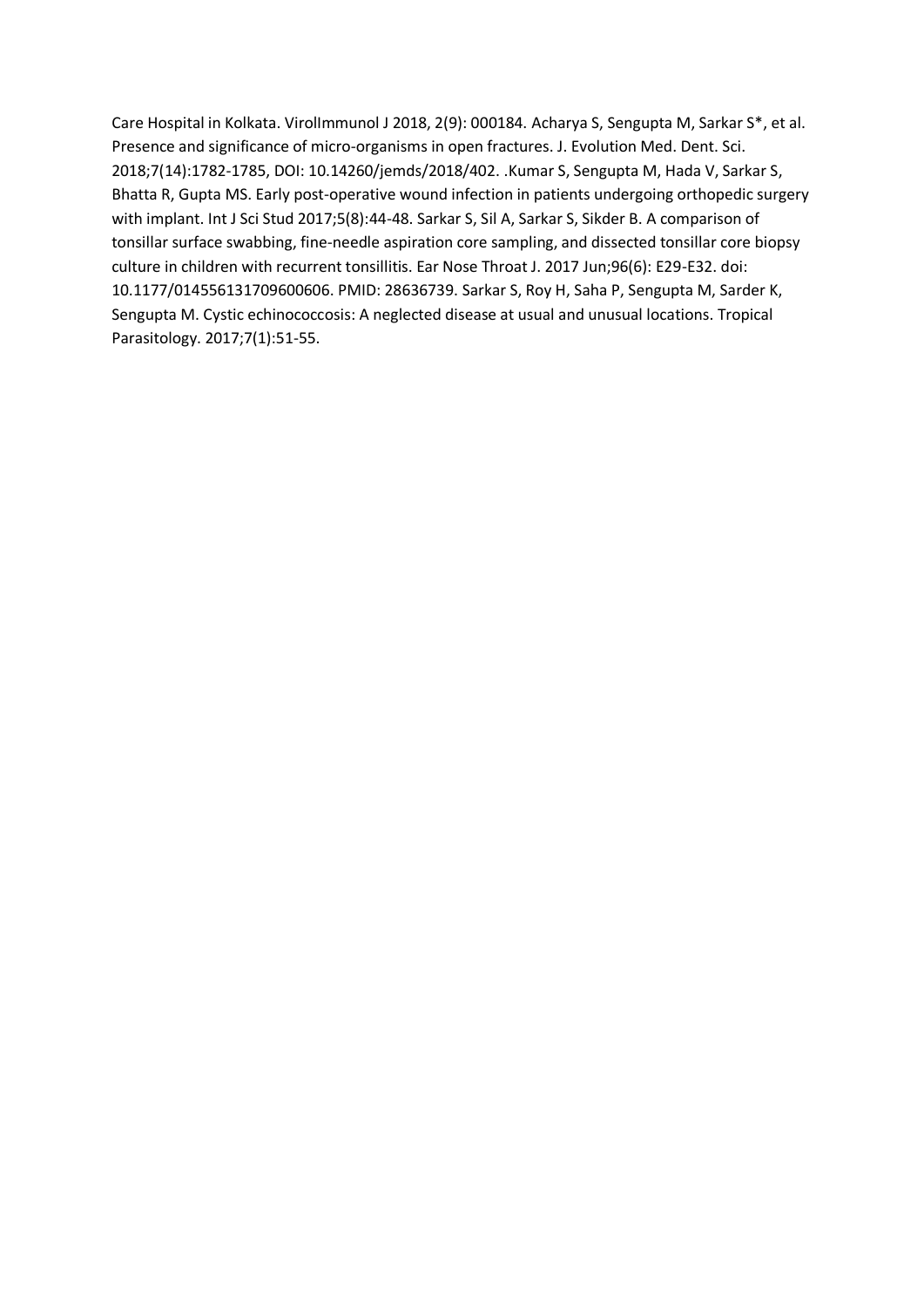Care Hospital in Kolkata. VirolImmunol J 2018, 2(9): 000184. Acharya S, Sengupta M, Sarkar S*, et al. Presence and significance of micro-organisms in open fractures. J. Evolution Med. Dent. Sci. 2018;7(14):1782-1785, DOI: 10.14260/jemds/2018/402. .Kumar S, Sengupta M, Hada V, Sarkar S, Bhatta R, Gupta MS. Early post-operative wound infection in patients undergoing orthopedic surgery with implant. Int J Sci Stud 2017;5(8):44-48. Sarkar S, Sil A, Sarkar S, Sikder B. A comparison of tonsillar surface swabbing, fine-needle aspiration core sampling, and dissected tonsillar core biopsy culture in children with recurrent tonsillitis. Ear Nose Throat J. 2017 Jun;96(6): E29-E32. doi: 10.1177/014556131709600606. PMID: 28636739. Sarkar S, Roy H, Saha P, Sengupta M, Sarder K, Sengupta M. Cystic echinococcosis: A neglected disease at usual and unusual locations. Tropical Parasitology. 2017;7(1):51-55.